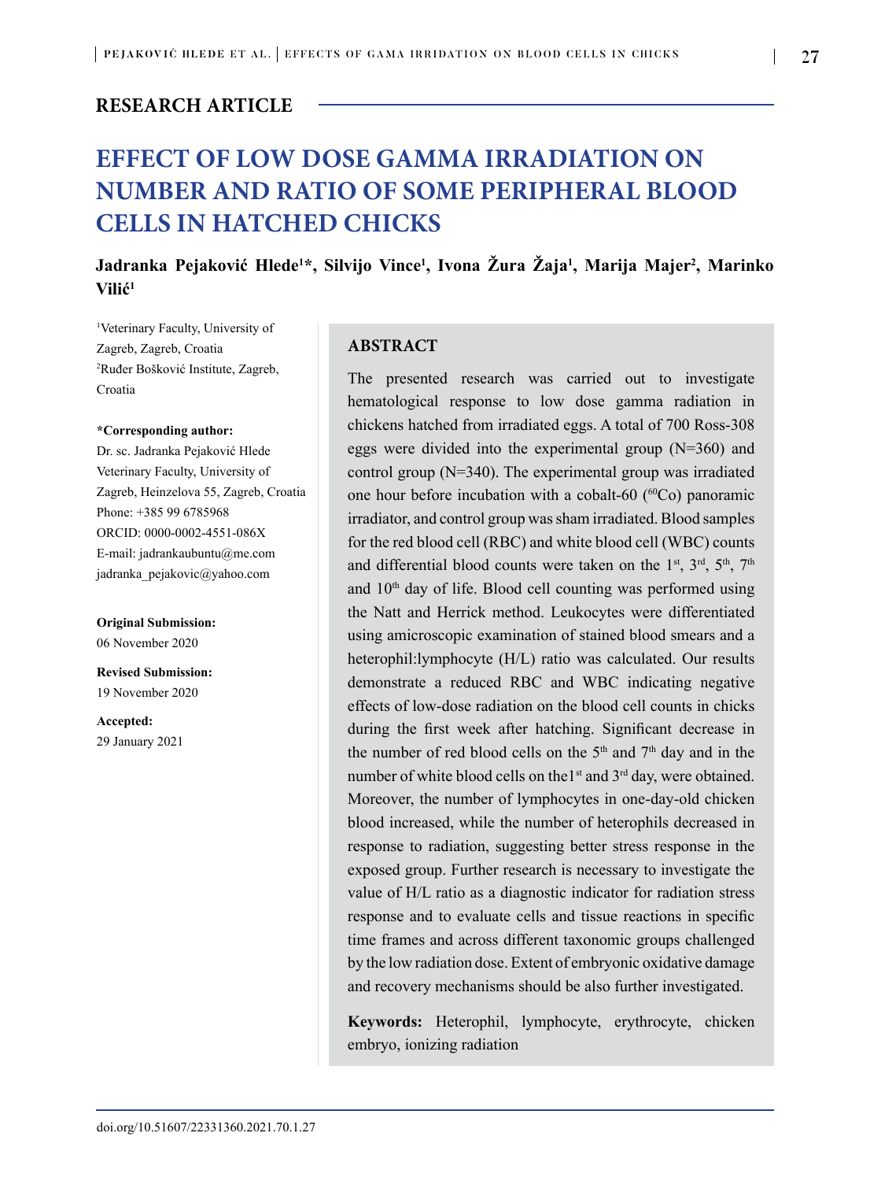## RESEARCH ARTICLE

# EFFECT OF LOW DOSE GAMMA IRRADIATION ON NUMBER AND RATIO OF SOME PERIPHERAL BLOOD CELLS IN HATCHED CHICKS

**Jadranka Pejaković Hlede[1]*, Silvijo Vince[1], Ivona Žura Žaja[1], Marija Majer[2], Marinko Vilić[1]**

[1]Veterinary Faculty, University of Zagreb, Zagreb, Croatia
[2]Ruđer Bošković Institute, Zagreb, Croatia

**\*Corresponding author:**
Dr. sc. Jadranka Pejaković Hlede
Veterinary Faculty, University of Zagreb, Heinzelova 55, Zagreb, Croatia
Phone: +385 99 6785968
ORCID: 0000-0002-4551-086X
E-mail: jadrankaubuntu@me.com
jadranka_pejakovic@yahoo.com

**Original Submission:**
06 November 2020

**Revised Submission:**
19 November 2020

**Accepted:**
29 January 2021

### ABSTRACT

The presented research was carried out to investigate hematological response to low dose gamma radiation in chickens hatched from irradiated eggs. A total of 700 Ross-308 eggs were divided into the experimental group (N=360) and control group (N=340). The experimental group was irradiated one hour before incubation with a cobalt-60 ($^{60}$Co) panoramic irradiator, and control group was sham irradiated. Blood samples for the red blood cell (RBC) and white blood cell (WBC) counts and differential blood counts were taken on the 1$^{st}$, 3$^{rd}$, 5$^{th}$, 7$^{th}$ and 10$^{th}$ day of life. Blood cell counting was performed using the Natt and Herrick method. Leukocytes were differentiated using amicroscopic examination of stained blood smears and a heterophil:lymphocyte (H/L) ratio was calculated. Our results demonstrate a reduced RBC and WBC indicating negative effects of low-dose radiation on the blood cell counts in chicks during the first week after hatching. Significant decrease in the number of red blood cells on the 5$^{th}$ and 7$^{th}$ day and in the number of white blood cells on the1$^{st}$ and 3$^{rd}$ day, were obtained. Moreover, the number of lymphocytes in one-day-old chicken blood increased, while the number of heterophils decreased in response to radiation, suggesting better stress response in the exposed group. Further research is necessary to investigate the value of H/L ratio as a diagnostic indicator for radiation stress response and to evaluate cells and tissue reactions in specific time frames and across different taxonomic groups challenged by the low radiation dose. Extent of embryonic oxidative damage and recovery mechanisms should be also further investigated.

**Keywords:** Heterophil, lymphocyte, erythrocyte, chicken embryo, ionizing radiation

doi.org/10.51607/22331360.2021.70.1.27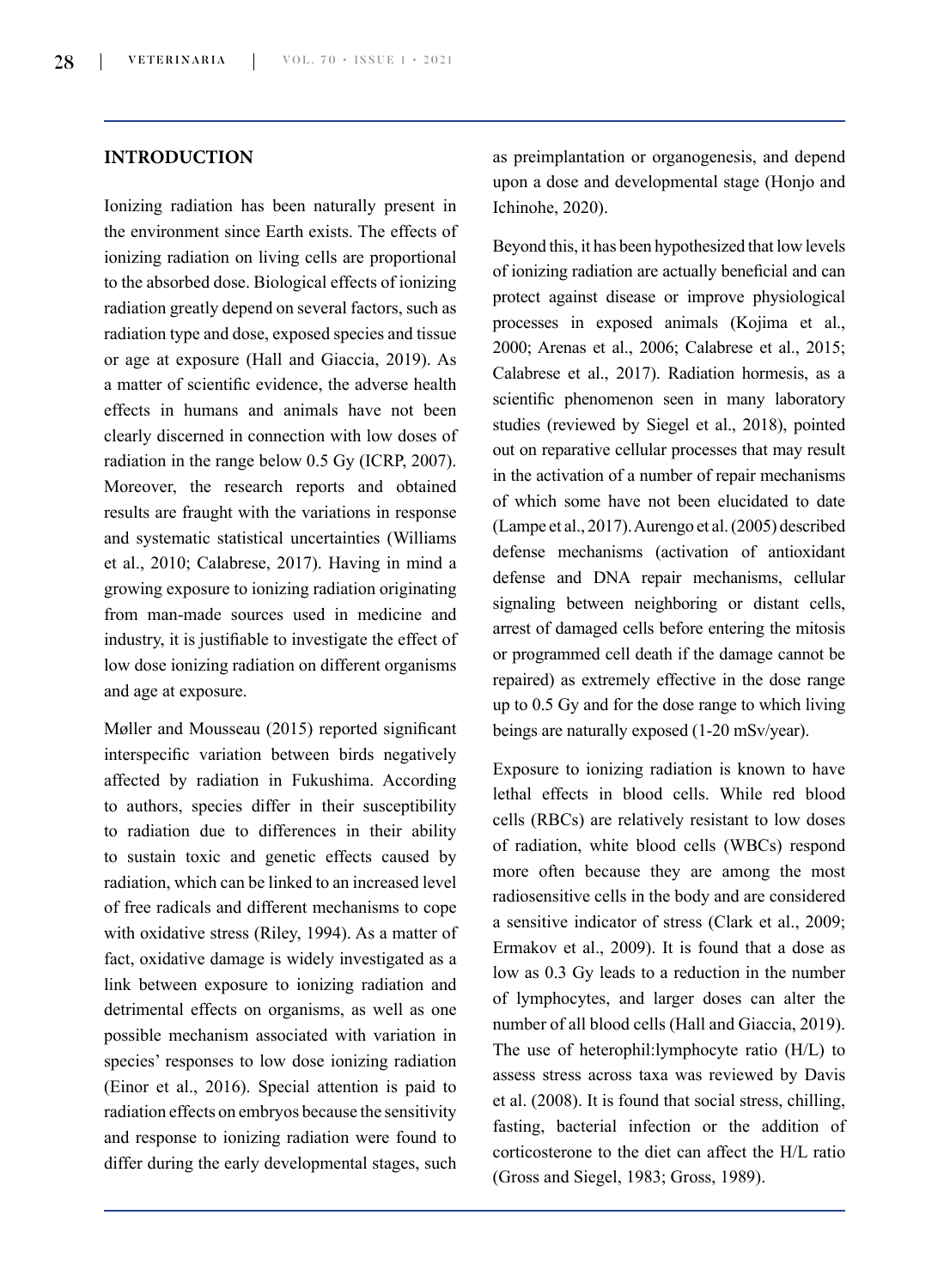## INTRODUCTION

Ionizing radiation has been naturally present in the environment since Earth exists. The effects of ionizing radiation on living cells are proportional to the absorbed dose. Biological effects of ionizing radiation greatly depend on several factors, such as radiation type and dose, exposed species and tissue or age at exposure (Hall and Giaccia, 2019). As a matter of scientific evidence, the adverse health effects in humans and animals have not been clearly discerned in connection with low doses of radiation in the range below 0.5 Gy (ICRP, 2007). Moreover, the research reports and obtained results are fraught with the variations in response and systematic statistical uncertainties (Williams et al., 2010; Calabrese, 2017). Having in mind a growing exposure to ionizing radiation originating from man-made sources used in medicine and industry, it is justifiable to investigate the effect of low dose ionizing radiation on different organisms and age at exposure.

Møller and Mousseau (2015) reported significant interspecific variation between birds negatively affected by radiation in Fukushima. According to authors, species differ in their susceptibility to radiation due to differences in their ability to sustain toxic and genetic effects caused by radiation, which can be linked to an increased level of free radicals and different mechanisms to cope with oxidative stress (Riley, 1994). As a matter of fact, oxidative damage is widely investigated as a link between exposure to ionizing radiation and detrimental effects on organisms, as well as one possible mechanism associated with variation in species' responses to low dose ionizing radiation (Einor et al., 2016). Special attention is paid to radiation effects on embryos because the sensitivity and response to ionizing radiation were found to differ during the early developmental stages, such as preimplantation or organogenesis, and depend upon a dose and developmental stage (Honjo and Ichinohe, 2020).

Beyond this, it has been hypothesized that low levels of ionizing radiation are actually beneficial and can protect against disease or improve physiological processes in exposed animals (Kojima et al., 2000; Arenas et al., 2006; Calabrese et al., 2015; Calabrese et al., 2017). Radiation hormesis, as a scientific phenomenon seen in many laboratory studies (reviewed by Siegel et al., 2018), pointed out on reparative cellular processes that may result in the activation of a number of repair mechanisms of which some have not been elucidated to date (Lampe et al., 2017). Aurengo et al. (2005) described defense mechanisms (activation of antioxidant defense and DNA repair mechanisms, cellular signaling between neighboring or distant cells, arrest of damaged cells before entering the mitosis or programmed cell death if the damage cannot be repaired) as extremely effective in the dose range up to 0.5 Gy and for the dose range to which living beings are naturally exposed (1-20 mSv/year).

Exposure to ionizing radiation is known to have lethal effects in blood cells. While red blood cells (RBCs) are relatively resistant to low doses of radiation, white blood cells (WBCs) respond more often because they are among the most radiosensitive cells in the body and are considered a sensitive indicator of stress (Clark et al., 2009; Ermakov et al., 2009). It is found that a dose as low as 0.3 Gy leads to a reduction in the number of lymphocytes, and larger doses can alter the number of all blood cells (Hall and Giaccia, 2019). The use of heterophil:lymphocyte ratio (H/L) to assess stress across taxa was reviewed by Davis et al. (2008). It is found that social stress, chilling, fasting, bacterial infection or the addition of corticosterone to the diet can affect the H/L ratio (Gross and Siegel, 1983; Gross, 1989).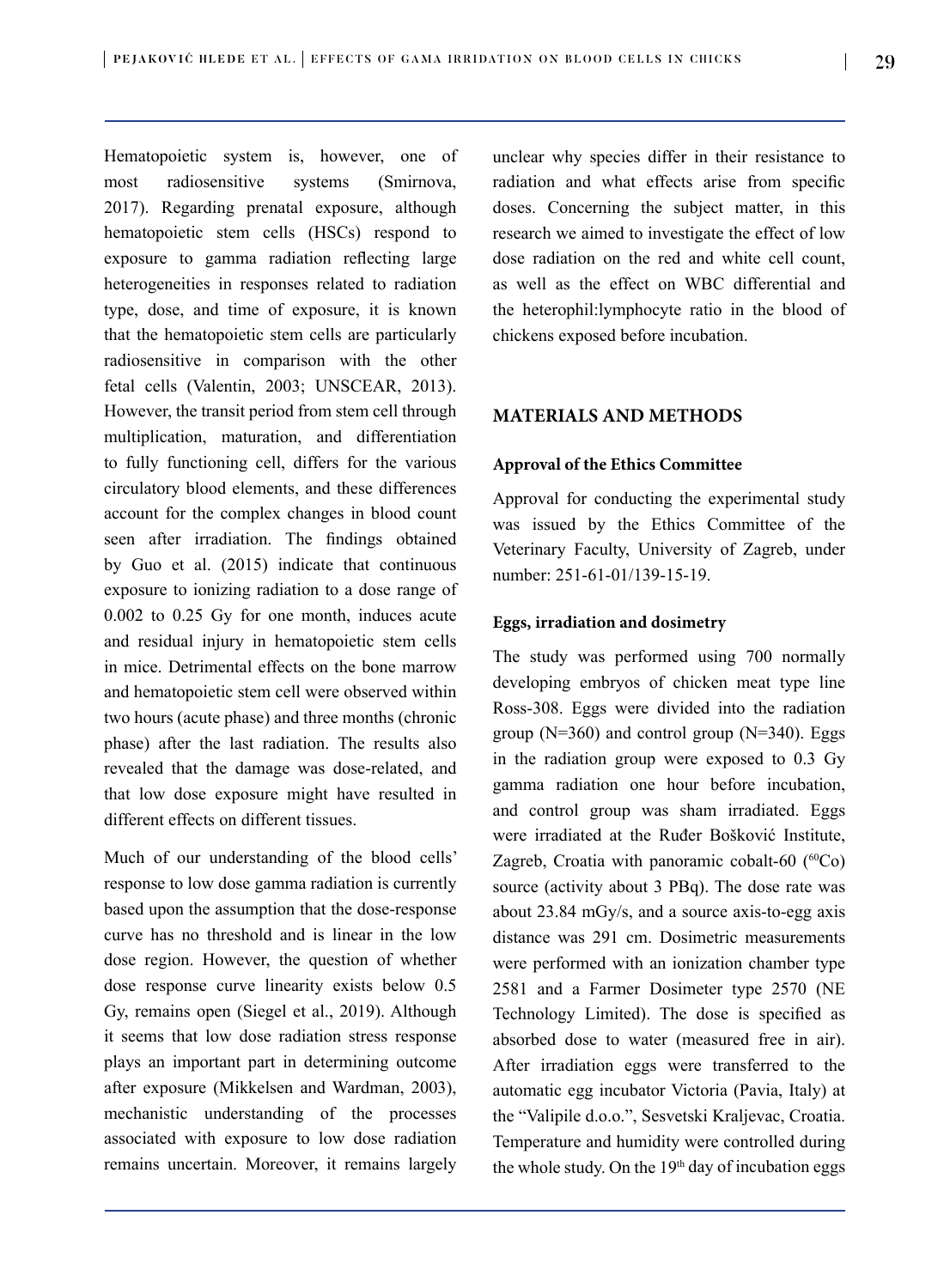Hematopoietic system is, however, one of most radiosensitive systems (Smirnova, 2017). Regarding prenatal exposure, although hematopoietic stem cells (HSCs) respond to exposure to gamma radiation reflecting large heterogeneities in responses related to radiation type, dose, and time of exposure, it is known that the hematopoietic stem cells are particularly radiosensitive in comparison with the other fetal cells (Valentin, 2003; UNSCEAR, 2013). However, the transit period from stem cell through multiplication, maturation, and differentiation to fully functioning cell, differs for the various circulatory blood elements, and these differences account for the complex changes in blood count seen after irradiation. The findings obtained by Guo et al. (2015) indicate that continuous exposure to ionizing radiation to a dose range of 0.002 to 0.25 Gy for one month, induces acute and residual injury in hematopoietic stem cells in mice. Detrimental effects on the bone marrow and hematopoietic stem cell were observed within two hours (acute phase) and three months (chronic phase) after the last radiation. The results also revealed that the damage was dose-related, and that low dose exposure might have resulted in different effects on different tissues.

Much of our understanding of the blood cells' response to low dose gamma radiation is currently based upon the assumption that the dose-response curve has no threshold and is linear in the low dose region. However, the question of whether dose response curve linearity exists below 0.5 Gy, remains open (Siegel et al., 2019). Although it seems that low dose radiation stress response plays an important part in determining outcome after exposure (Mikkelsen and Wardman, 2003), mechanistic understanding of the processes associated with exposure to low dose radiation remains uncertain. Moreover, it remains largely unclear why species differ in their resistance to radiation and what effects arise from specific doses. Concerning the subject matter, in this research we aimed to investigate the effect of low dose radiation on the red and white cell count, as well as the effect on WBC differential and the heterophil:lymphocyte ratio in the blood of chickens exposed before incubation.

## MATERIALS AND METHODS

### Approval of the Ethics Committee

Approval for conducting the experimental study was issued by the Ethics Committee of the Veterinary Faculty, University of Zagreb, under number: 251-61-01/139-15-19.

### Eggs, irradiation and dosimetry

The study was performed using 700 normally developing embryos of chicken meat type line Ross-308. Eggs were divided into the radiation group (N=360) and control group (N=340). Eggs in the radiation group were exposed to 0.3 Gy gamma radiation one hour before incubation, and control group was sham irradiated. Eggs were irradiated at the Ruđer Bošković Institute, Zagreb, Croatia with panoramic cobalt-60 ($^{60}Co$) source (activity about 3 PBq). The dose rate was about 23.84 mGy/s, and a source axis-to-egg axis distance was 291 cm. Dosimetric measurements were performed with an ionization chamber type 2581 and a Farmer Dosimeter type 2570 (NE Technology Limited). The dose is specified as absorbed dose to water (measured free in air). After irradiation eggs were transferred to the automatic egg incubator Victoria (Pavia, Italy) at the "Valipile d.o.o.", Sesvetski Kraljevac, Croatia. Temperature and humidity were controlled during the whole study. On the 19$^{th}$ day of incubation eggs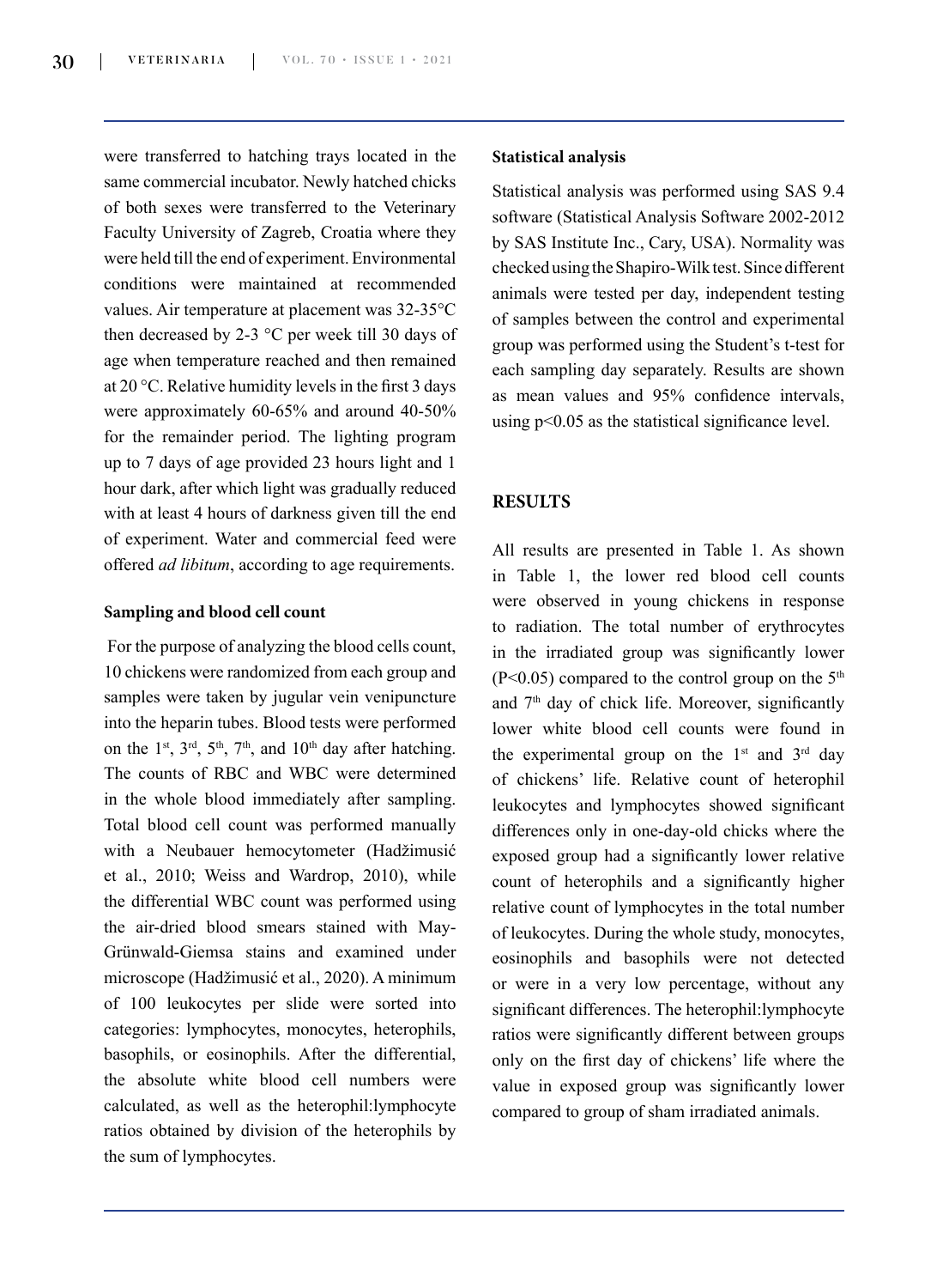were transferred to hatching trays located in the same commercial incubator. Newly hatched chicks of both sexes were transferred to the Veterinary Faculty University of Zagreb, Croatia where they were held till the end of experiment. Environmental conditions were maintained at recommended values. Air temperature at placement was 32-35°C then decreased by 2-3 °C per week till 30 days of age when temperature reached and then remained at 20 °C. Relative humidity levels in the first 3 days were approximately 60-65% and around 40-50% for the remainder period. The lighting program up to 7 days of age provided 23 hours light and 1 hour dark, after which light was gradually reduced with at least 4 hours of darkness given till the end of experiment. Water and commercial feed were offered *ad libitum*, according to age requirements.

#### Sampling and blood cell count

For the purpose of analyzing the blood cells count, 10 chickens were randomized from each group and samples were taken by jugular vein venipuncture into the heparin tubes. Blood tests were performed on the 1st, 3rd, 5th, 7th, and 10th day after hatching. The counts of RBC and WBC were determined in the whole blood immediately after sampling. Total blood cell count was performed manually with a Neubauer hemocytometer (Hadžimusić et al., 2010; Weiss and Wardrop, 2010), while the differential WBC count was performed using the air-dried blood smears stained with May-Grünwald-Giemsa stains and examined under microscope (Hadžimusić et al., 2020). A minimum of 100 leukocytes per slide were sorted into categories: lymphocytes, monocytes, heterophils, basophils, or eosinophils. After the differential, the absolute white blood cell numbers were calculated, as well as the heterophil:lymphocyte ratios obtained by division of the heterophils by the sum of lymphocytes.

#### Statistical analysis

Statistical analysis was performed using SAS 9.4 software (Statistical Analysis Software 2002-2012 by SAS Institute Inc., Cary, USA). Normality was checked using the Shapiro-Wilk test. Since different animals were tested per day, independent testing of samples between the control and experimental group was performed using the Student's t-test for each sampling day separately. Results are shown as mean values and 95% confidence intervals, using $p<0.05$ as the statistical significance level.

## RESULTS

All results are presented in Table 1. As shown in Table 1, the lower red blood cell counts were observed in young chickens in response to radiation. The total number of erythrocytes in the irradiated group was significantly lower ($P<0.05$) compared to the control group on the 5th and 7th day of chick life. Moreover, significantly lower white blood cell counts were found in the experimental group on the 1st and 3rd day of chickens' life. Relative count of heterophil leukocytes and lymphocytes showed significant differences only in one-day-old chicks where the exposed group had a significantly lower relative count of heterophils and a significantly higher relative count of lymphocytes in the total number of leukocytes. During the whole study, monocytes, eosinophils and basophils were not detected or were in a very low percentage, without any significant differences. The heterophil:lymphocyte ratios were significantly different between groups only on the first day of chickens' life where the value in exposed group was significantly lower compared to group of sham irradiated animals.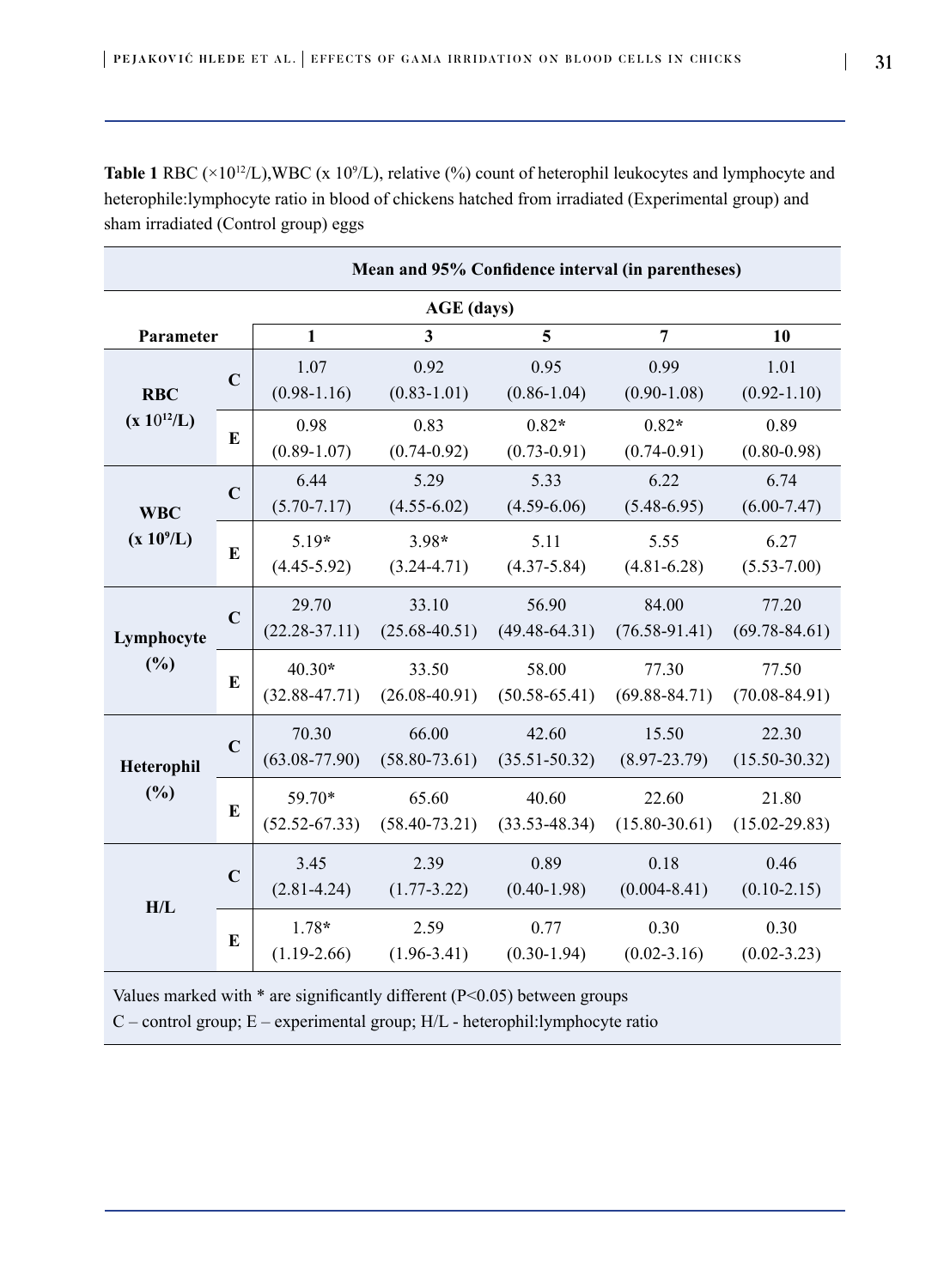**Table 1** RBC ($\times 10^{12}$/L), WBC (x $10^9$/L), relative (%) count of heterophil leukocytes and lymphocyte and heterophile:lymphocyte ratio in blood of chickens hatched from irradiated (Experimental group) and sham irradiated (Control group) eggs

| | | Mean and 95% Confidence interval (in parentheses) | | | | |
|---|---|---|---|---|---|---|
| | | AGE (days) | | | | |
| Parameter | | 1 | 3 | 5 | 7 | 10 |
| RBC ($\times 10^{12}$/L) | C | 1.07 (0.98-1.16) | 0.92 (0.83-1.01) | 0.95 (0.86-1.04) | 0.99 (0.90-1.08) | 1.01 (0.92-1.10) |
| | E | 0.98 (0.89-1.07) | 0.83 (0.74-0.92) | 0.82* (0.73-0.91) | 0.82* (0.74-0.91) | 0.89 (0.80-0.98) |
| WBC ($\times 10^9$/L) | C | 6.44 (5.70-7.17) | 5.29 (4.55-6.02) | 5.33 (4.59-6.06) | 6.22 (5.48-6.95) | 6.74 (6.00-7.47) |
| | E | 5.19* (4.45-5.92) | 3.98* (3.24-4.71) | 5.11 (4.37-5.84) | 5.55 (4.81-6.28) | 6.27 (5.53-7.00) |
| Lymphocyte (%) | C | 29.70 (22.28-37.11) | 33.10 (25.68-40.51) | 56.90 (49.48-64.31) | 84.00 (76.58-91.41) | 77.20 (69.78-84.61) |
| | E | 40.30* (32.88-47.71) | 33.50 (26.08-40.91) | 58.00 (50.58-65.41) | 77.30 (69.88-84.71) | 77.50 (70.08-84.91) |
| Heterophil (%) | C | 70.30 (63.08-77.90) | 66.00 (58.80-73.61) | 42.60 (35.51-50.32) | 15.50 (8.97-23.79) | 22.30 (15.50-30.32) |
| | E | 59.70* (52.52-67.33) | 65.60 (58.40-73.21) | 40.60 (33.53-48.34) | 22.60 (15.80-30.61) | 21.80 (15.02-29.83) |
| H/L | C | 3.45 (2.81-4.24) | 2.39 (1.77-3.22) | 0.89 (0.40-1.98) | 0.18 (0.004-8.41) | 0.46 (0.10-2.15) |
| | E | 1.78* (1.19-2.66) | 2.59 (1.96-3.41) | 0.77 (0.30-1.94) | 0.30 (0.02-3.16) | 0.30 (0.02-3.23) |

Values marked with * are significantly different ($P<0.05$) between groups
C – control group; E – experimental group; H/L - heterophil:lymphocyte ratio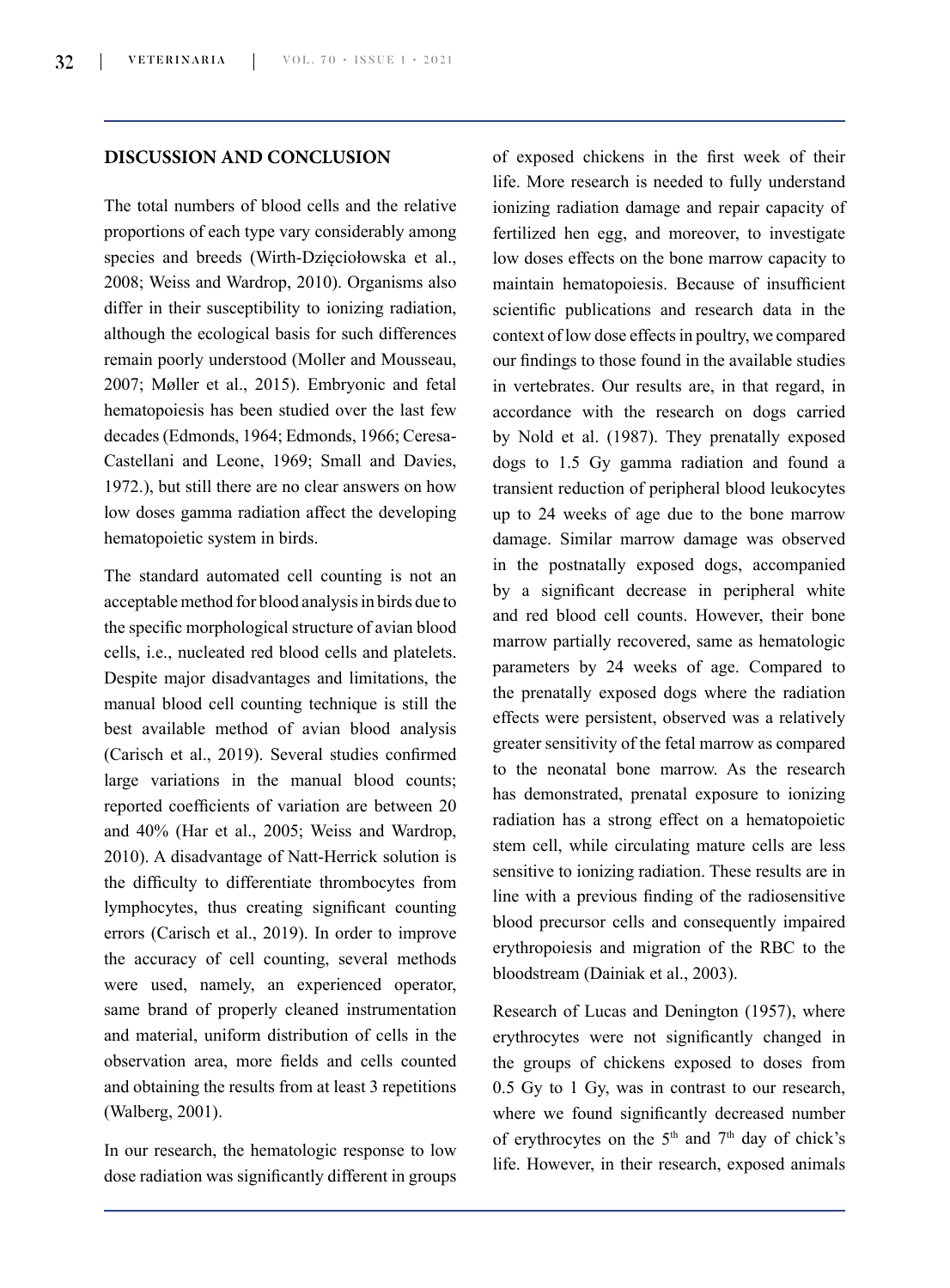## DISCUSSION AND CONCLUSION

The total numbers of blood cells and the relative proportions of each type vary considerably among species and breeds (Wirth-Dzięciołowska et al., 2008; Weiss and Wardrop, 2010). Organisms also differ in their susceptibility to ionizing radiation, although the ecological basis for such differences remain poorly understood (Moller and Mousseau, 2007; Møller et al., 2015). Embryonic and fetal hematopoiesis has been studied over the last few decades (Edmonds, 1964; Edmonds, 1966; Ceresa-Castellani and Leone, 1969; Small and Davies, 1972.), but still there are no clear answers on how low doses gamma radiation affect the developing hematopoietic system in birds.

The standard automated cell counting is not an acceptable method for blood analysis in birds due to the specific morphological structure of avian blood cells, i.e., nucleated red blood cells and platelets. Despite major disadvantages and limitations, the manual blood cell counting technique is still the best available method of avian blood analysis (Carisch et al., 2019). Several studies confirmed large variations in the manual blood counts; reported coefficients of variation are between 20 and 40% (Har et al., 2005; Weiss and Wardrop, 2010). A disadvantage of Natt-Herrick solution is the difficulty to differentiate thrombocytes from lymphocytes, thus creating significant counting errors (Carisch et al., 2019). In order to improve the accuracy of cell counting, several methods were used, namely, an experienced operator, same brand of properly cleaned instrumentation and material, uniform distribution of cells in the observation area, more fields and cells counted and obtaining the results from at least 3 repetitions (Walberg, 2001).

In our research, the hematologic response to low dose radiation was significantly different in groups of exposed chickens in the first week of their life. More research is needed to fully understand ionizing radiation damage and repair capacity of fertilized hen egg, and moreover, to investigate low doses effects on the bone marrow capacity to maintain hematopoiesis. Because of insufficient scientific publications and research data in the context of low dose effects in poultry, we compared our findings to those found in the available studies in vertebrates. Our results are, in that regard, in accordance with the research on dogs carried by Nold et al. (1987). They prenatally exposed dogs to 1.5 Gy gamma radiation and found a transient reduction of peripheral blood leukocytes up to 24 weeks of age due to the bone marrow damage. Similar marrow damage was observed in the postnatally exposed dogs, accompanied by a significant decrease in peripheral white and red blood cell counts. However, their bone marrow partially recovered, same as hematologic parameters by 24 weeks of age. Compared to the prenatally exposed dogs where the radiation effects were persistent, observed was a relatively greater sensitivity of the fetal marrow as compared to the neonatal bone marrow. As the research has demonstrated, prenatal exposure to ionizing radiation has a strong effect on a hematopoietic stem cell, while circulating mature cells are less sensitive to ionizing radiation. These results are in line with a previous finding of the radiosensitive blood precursor cells and consequently impaired erythropoiesis and migration of the RBC to the bloodstream (Dainiak et al., 2003).

Research of Lucas and Denington (1957), where erythrocytes were not significantly changed in the groups of chickens exposed to doses from 0.5 Gy to 1 Gy, was in contrast to our research, where we found significantly decreased number of erythrocytes on the 5th and 7th day of chick's life. However, in their research, exposed animals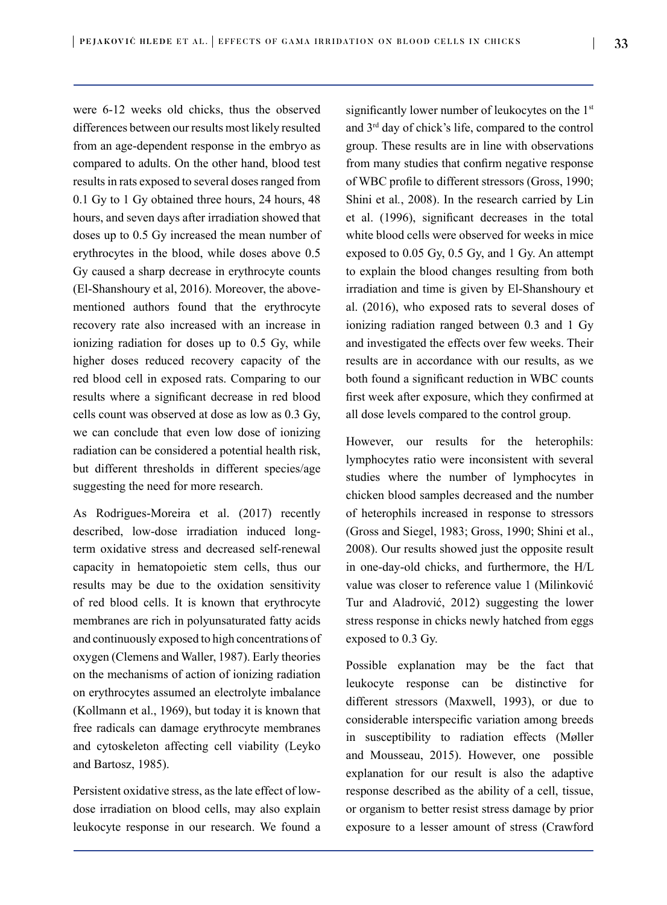were 6-12 weeks old chicks, thus the observed differences between our results most likely resulted from an age-dependent response in the embryo as compared to adults. On the other hand, blood test results in rats exposed to several doses ranged from 0.1 Gy to 1 Gy obtained three hours, 24 hours, 48 hours, and seven days after irradiation showed that doses up to 0.5 Gy increased the mean number of erythrocytes in the blood, while doses above 0.5 Gy caused a sharp decrease in erythrocyte counts (El-Shanshoury et al, 2016). Moreover, the above-mentioned authors found that the erythrocyte recovery rate also increased with an increase in ionizing radiation for doses up to 0.5 Gy, while higher doses reduced recovery capacity of the red blood cell in exposed rats. Comparing to our results where a significant decrease in red blood cells count was observed at dose as low as 0.3 Gy, we can conclude that even low dose of ionizing radiation can be considered a potential health risk, but different thresholds in different species/age suggesting the need for more research.

As Rodrigues-Moreira et al. (2017) recently described, low-dose irradiation induced long-term oxidative stress and decreased self-renewal capacity in hematopoietic stem cells, thus our results may be due to the oxidation sensitivity of red blood cells. It is known that erythrocyte membranes are rich in polyunsaturated fatty acids and continuously exposed to high concentrations of oxygen (Clemens and Waller, 1987). Early theories on the mechanisms of action of ionizing radiation on erythrocytes assumed an electrolyte imbalance (Kollmann et al., 1969), but today it is known that free radicals can damage erythrocyte membranes and cytoskeleton affecting cell viability (Leyko and Bartosz, 1985).

Persistent oxidative stress, as the late effect of low-dose irradiation on blood cells, may also explain leukocyte response in our research. We found a significantly lower number of leukocytes on the 1st and 3rd day of chick's life, compared to the control group. These results are in line with observations from many studies that confirm negative response of WBC profile to different stressors (Gross, 1990; Shini et al., 2008). In the research carried by Lin et al. (1996), significant decreases in the total white blood cells were observed for weeks in mice exposed to 0.05 Gy, 0.5 Gy, and 1 Gy. An attempt to explain the blood changes resulting from both irradiation and time is given by El-Shanshoury et al. (2016), who exposed rats to several doses of ionizing radiation ranged between 0.3 and 1 Gy and investigated the effects over few weeks. Their results are in accordance with our results, as we both found a significant reduction in WBC counts first week after exposure, which they confirmed at all dose levels compared to the control group.

However, our results for the heterophils: lymphocytes ratio were inconsistent with several studies where the number of lymphocytes in chicken blood samples decreased and the number of heterophils increased in response to stressors (Gross and Siegel, 1983; Gross, 1990; Shini et al., 2008). Our results showed just the opposite result in one-day-old chicks, and furthermore, the H/L value was closer to reference value 1 (Milinković Tur and Aladrović, 2012) suggesting the lower stress response in chicks newly hatched from eggs exposed to 0.3 Gy.

Possible explanation may be the fact that leukocyte response can be distinctive for different stressors (Maxwell, 1993), or due to considerable interspecific variation among breeds in susceptibility to radiation effects (Møller and Mousseau, 2015). However, one possible explanation for our result is also the adaptive response described as the ability of a cell, tissue, or organism to better resist stress damage by prior exposure to a lesser amount of stress (Crawford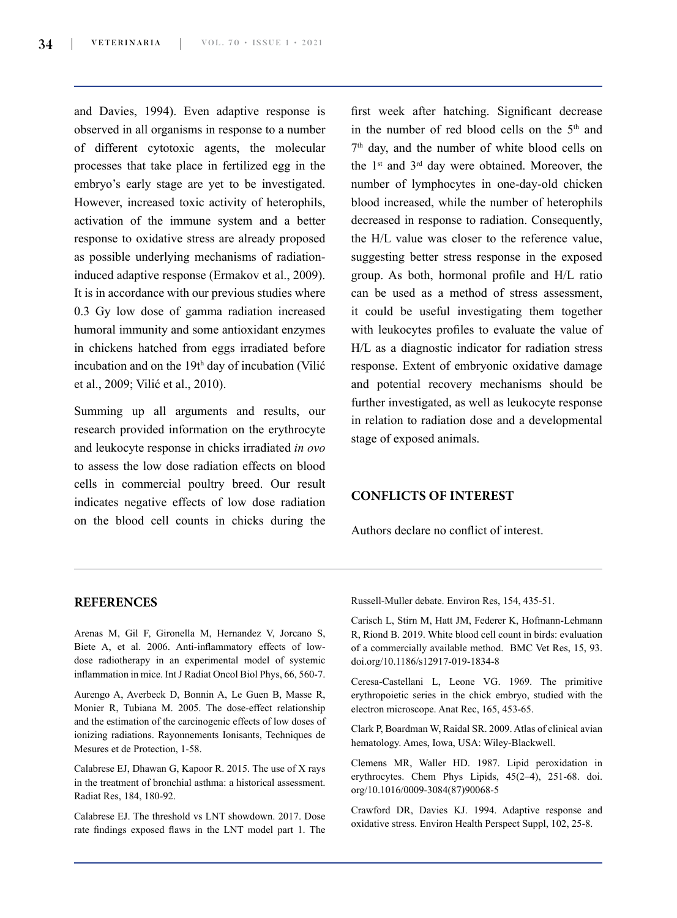and Davies, 1994). Even adaptive response is observed in all organisms in response to a number of different cytotoxic agents, the molecular processes that take place in fertilized egg in the embryo's early stage are yet to be investigated. However, increased toxic activity of heterophils, activation of the immune system and a better response to oxidative stress are already proposed as possible underlying mechanisms of radiation-induced adaptive response (Ermakov et al., 2009). It is in accordance with our previous studies where 0.3 Gy low dose of gamma radiation increased humoral immunity and some antioxidant enzymes in chickens hatched from eggs irradiated before incubation and on the 19th day of incubation (Vilić et al., 2009; Vilić et al., 2010).

Summing up all arguments and results, our research provided information on the erythrocyte and leukocyte response in chicks irradiated *in ovo* to assess the low dose radiation effects on blood cells in commercial poultry breed. Our result indicates negative effects of low dose radiation on the blood cell counts in chicks during the first week after hatching. Significant decrease in the number of red blood cells on the 5th and 7th day, and the number of white blood cells on the 1st and 3rd day were obtained. Moreover, the number of lymphocytes in one-day-old chicken blood increased, while the number of heterophils decreased in response to radiation. Consequently, the H/L value was closer to the reference value, suggesting better stress response in the exposed group. As both, hormonal profile and H/L ratio can be used as a method of stress assessment, it could be useful investigating them together with leukocytes profiles to evaluate the value of H/L as a diagnostic indicator for radiation stress response. Extent of embryonic oxidative damage and potential recovery mechanisms should be further investigated, as well as leukocyte response in relation to radiation dose and a developmental stage of exposed animals.

## CONFLICTS OF INTEREST

Authors declare no conflict of interest.

## REFERENCES

Arenas M, Gil F, Gironella M, Hernandez V, Jorcano S, Biete A, et al. 2006. Anti-inflammatory effects of low-dose radiotherapy in an experimental model of systemic inflammation in mice. Int J Radiat Oncol Biol Phys, 66, 560-7.

Aurengo A, Averbeck D, Bonnin A, Le Guen B, Masse R, Monier R, Tubiana M. 2005. The dose-effect relationship and the estimation of the carcinogenic effects of low doses of ionizing radiations. Rayonnements Ionisants, Techniques de Mesures et de Protection, 1-58.

Calabrese EJ, Dhawan G, Kapoor R. 2015. The use of X rays in the treatment of bronchial asthma: a historical assessment. Radiat Res, 184, 180-92.

Calabrese EJ. The threshold vs LNT showdown. 2017. Dose rate findings exposed flaws in the LNT model part 1. The Russell-Muller debate. Environ Res, 154, 435-51.

Carisch L, Stirn M, Hatt JM, Federer K, Hofmann-Lehmann R, Riond B. 2019. White blood cell count in birds: evaluation of a commercially available method. BMC Vet Res, 15, 93. doi.org/10.1186/s12917-019-1834-8

Ceresa-Castellani L, Leone VG. 1969. The primitive erythropoietic series in the chick embryo, studied with the electron microscope. Anat Rec, 165, 453-65.

Clark P, Boardman W, Raidal SR. 2009. Atlas of clinical avian hematology. Ames, Iowa, USA: Wiley-Blackwell.

Clemens MR, Waller HD. 1987. Lipid peroxidation in erythrocytes. Chem Phys Lipids, 45(2–4), 251-68. doi.org/10.1016/0009-3084(87)90068-5

Crawford DR, Davies KJ. 1994. Adaptive response and oxidative stress. Environ Health Perspect Suppl, 102, 25-8.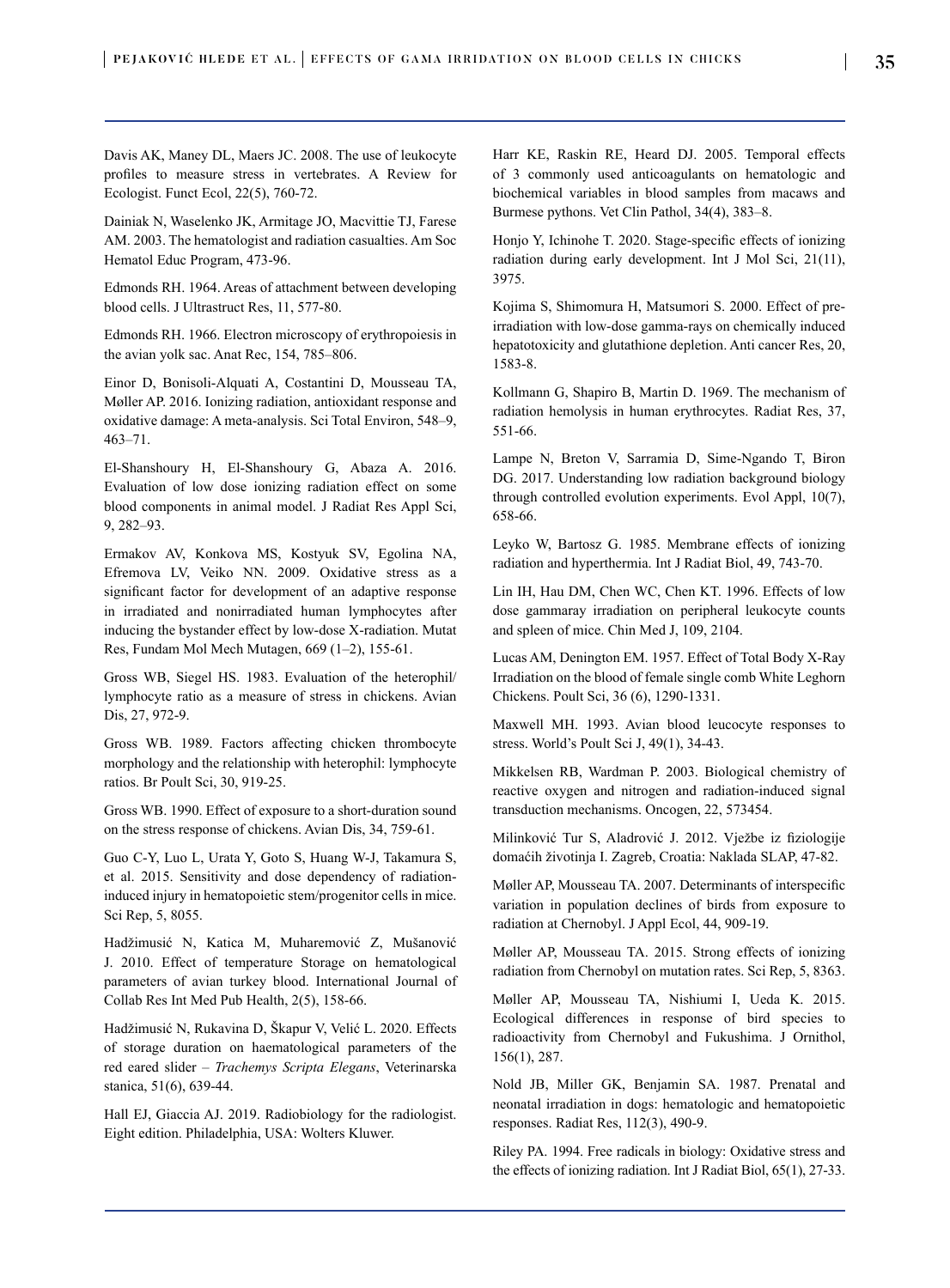Davis AK, Maney DL, Maers JC. 2008. The use of leukocyte profiles to measure stress in vertebrates. A Review for Ecologist. Funct Ecol, 22(5), 760-72.

Dainiak N, Waselenko JK, Armitage JO, Macvittie TJ, Farese AM. 2003. The hematologist and radiation casualties. Am Soc Hematol Educ Program, 473-96.

Edmonds RH. 1964. Areas of attachment between developing blood cells. J Ultrastruct Res, 11, 577-80.

Edmonds RH. 1966. Electron microscopy of erythropoiesis in the avian yolk sac. Anat Rec, 154, 785–806.

Einor D, Bonisoli-Alquati A, Costantini D, Mousseau TA, Møller AP. 2016. Ionizing radiation, antioxidant response and oxidative damage: A meta-analysis. Sci Total Environ, 548–9, 463–71.

El-Shanshoury H, El-Shanshoury G, Abaza A. 2016. Evaluation of low dose ionizing radiation effect on some blood components in animal model. J Radiat Res Appl Sci, 9, 282–93.

Ermakov AV, Konkova MS, Kostyuk SV, Egolina NA, Efremova LV, Veiko NN. 2009. Oxidative stress as a significant factor for development of an adaptive response in irradiated and nonirradiated human lymphocytes after inducing the bystander effect by low-dose X-radiation. Mutat Res, Fundam Mol Mech Mutagen, 669 (1–2), 155-61.

Gross WB, Siegel HS. 1983. Evaluation of the heterophil/lymphocyte ratio as a measure of stress in chickens. Avian Dis, 27, 972-9.

Gross WB. 1989. Factors affecting chicken thrombocyte morphology and the relationship with heterophil: lymphocyte ratios. Br Poult Sci, 30, 919-25.

Gross WB. 1990. Effect of exposure to a short-duration sound on the stress response of chickens. Avian Dis, 34, 759-61.

Guo C-Y, Luo L, Urata Y, Goto S, Huang W-J, Takamura S, et al. 2015. Sensitivity and dose dependency of radiation-induced injury in hematopoietic stem/progenitor cells in mice. Sci Rep, 5, 8055.

Hadžimusić N, Katica M, Muharemović Z, Mušanović J. 2010. Effect of temperature Storage on hematological parameters of avian turkey blood. International Journal of Collab Res Int Med Pub Health, 2(5), 158-66.

Hadžimusić N, Rukavina D, Škapur V, Velić L. 2020. Effects of storage duration on haematological parameters of the red eared slider – *Trachemys Scripta Elegans*, Veterinarska stanica, 51(6), 639-44.

Hall EJ, Giaccia AJ. 2019. Radiobiology for the radiologist. Eight edition. Philadelphia, USA: Wolters Kluwer.

Harr KE, Raskin RE, Heard DJ. 2005. Temporal effects of 3 commonly used anticoagulants on hematologic and biochemical variables in blood samples from macaws and Burmese pythons. Vet Clin Pathol, 34(4), 383–8.

Honjo Y, Ichinohe T. 2020. Stage-specific effects of ionizing radiation during early development. Int J Mol Sci, 21(11), 3975.

Kojima S, Shimomura H, Matsumori S. 2000. Effect of pre-irradiation with low-dose gamma-rays on chemically induced hepatotoxicity and glutathione depletion. Anti cancer Res, 20, 1583-8.

Kollmann G, Shapiro B, Martin D. 1969. The mechanism of radiation hemolysis in human erythrocytes. Radiat Res, 37, 551-66.

Lampe N, Breton V, Sarramia D, Sime-Ngando T, Biron DG. 2017. Understanding low radiation background biology through controlled evolution experiments. Evol Appl, 10(7), 658-66.

Leyko W, Bartosz G. 1985. Membrane effects of ionizing radiation and hyperthermia. Int J Radiat Biol, 49, 743-70.

Lin IH, Hau DM, Chen WC, Chen KT. 1996. Effects of low dose gammaray irradiation on peripheral leukocyte counts and spleen of mice. Chin Med J, 109, 2104.

Lucas AM, Denington EM. 1957. Effect of Total Body X-Ray Irradiation on the blood of female single comb White Leghorn Chickens. Poult Sci, 36 (6), 1290-1331.

Maxwell MH. 1993. Avian blood leucocyte responses to stress. World's Poult Sci J, 49(1), 34-43.

Mikkelsen RB, Wardman P. 2003. Biological chemistry of reactive oxygen and nitrogen and radiation-induced signal transduction mechanisms. Oncogen, 22, 573454.

Milinković Tur S, Aladrović J. 2012. Vježbe iz fiziologije domaćih životinja I. Zagreb, Croatia: Naklada SLAP, 47-82.

Møller AP, Mousseau TA. 2007. Determinants of interspecific variation in population declines of birds from exposure to radiation at Chernobyl. J Appl Ecol, 44, 909-19.

Møller AP, Mousseau TA. 2015. Strong effects of ionizing radiation from Chernobyl on mutation rates. Sci Rep, 5, 8363.

Møller AP, Mousseau TA, Nishiumi I, Ueda K. 2015. Ecological differences in response of bird species to radioactivity from Chernobyl and Fukushima. J Ornithol, 156(1), 287.

Nold JB, Miller GK, Benjamin SA. 1987. Prenatal and neonatal irradiation in dogs: hematologic and hematopoietic responses. Radiat Res, 112(3), 490-9.

Riley PA. 1994. Free radicals in biology: Oxidative stress and the effects of ionizing radiation. Int J Radiat Biol, 65(1), 27-33.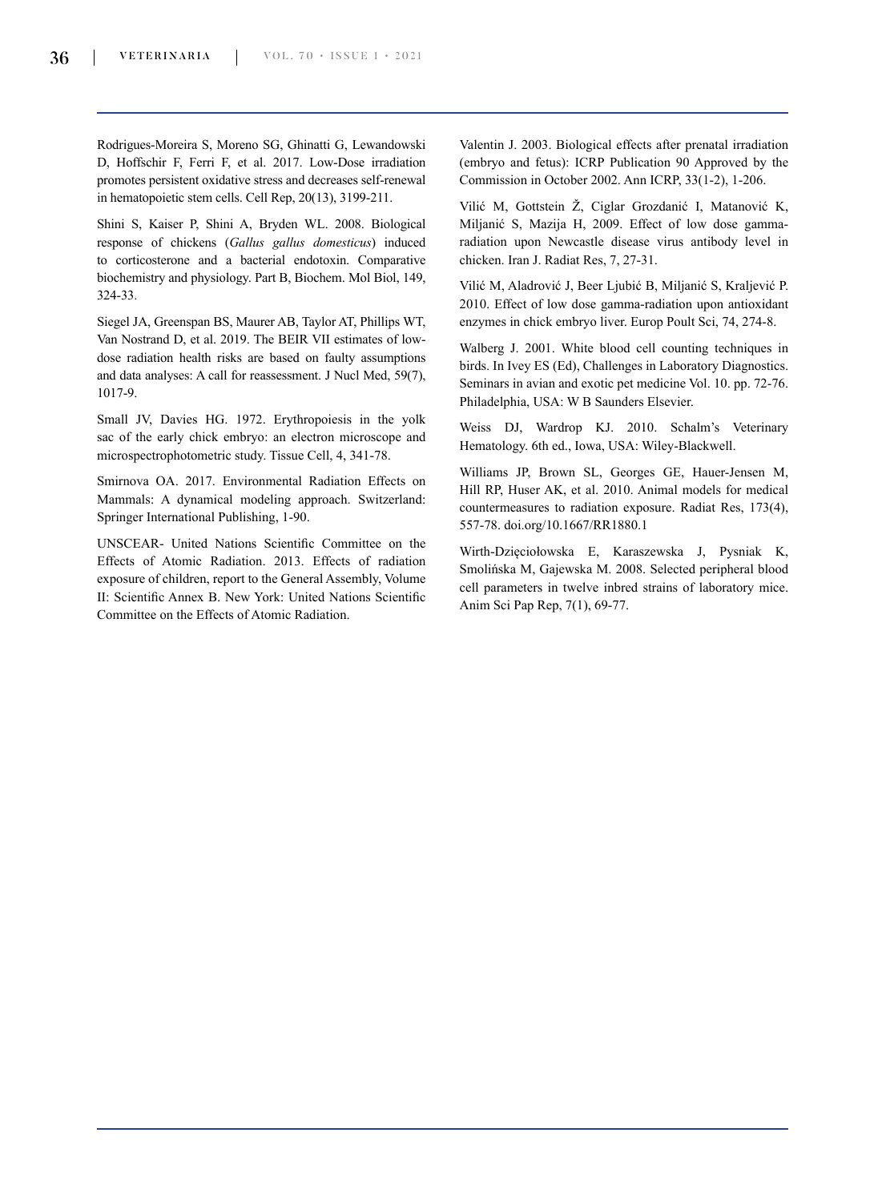Rodrigues-Moreira S, Moreno SG, Ghinatti G, Lewandowski D, Hoffschir F, Ferri F, et al. 2017. Low-Dose irradiation promotes persistent oxidative stress and decreases self-renewal in hematopoietic stem cells. Cell Rep, 20(13), 3199-211.

Shini S, Kaiser P, Shini A, Bryden WL. 2008. Biological response of chickens (*Gallus gallus domesticus*) induced to corticosterone and a bacterial endotoxin. Comparative biochemistry and physiology. Part B, Biochem. Mol Biol, 149, 324-33.

Siegel JA, Greenspan BS, Maurer AB, Taylor AT, Phillips WT, Van Nostrand D, et al. 2019. The BEIR VII estimates of low-dose radiation health risks are based on faulty assumptions and data analyses: A call for reassessment. J Nucl Med, 59(7), 1017-9.

Small JV, Davies HG. 1972. Erythropoiesis in the yolk sac of the early chick embryo: an electron microscope and microspectrophotometric study. Tissue Cell, 4, 341-78.

Smirnova OA. 2017. Environmental Radiation Effects on Mammals: A dynamical modeling approach. Switzerland: Springer International Publishing, 1-90.

UNSCEAR- United Nations Scientific Committee on the Effects of Atomic Radiation. 2013. Effects of radiation exposure of children, report to the General Assembly, Volume II: Scientific Annex B. New York: United Nations Scientific Committee on the Effects of Atomic Radiation.

Valentin J. 2003. Biological effects after prenatal irradiation (embryo and fetus): ICRP Publication 90 Approved by the Commission in October 2002. Ann ICRP, 33(1-2), 1-206.

Vilić M, Gottstein Ž, Ciglar Grozdanić I, Matanović K, Miljanić S, Mazija H, 2009. Effect of low dose gamma-radiation upon Newcastle disease virus antibody level in chicken. Iran J. Radiat Res, 7, 27-31.

Vilić M, Aladrović J, Beer Ljubić B, Miljanić S, Kraljević P. 2010. Effect of low dose gamma-radiation upon antioxidant enzymes in chick embryo liver. Europ Poult Sci, 74, 274-8.

Walberg J. 2001. White blood cell counting techniques in birds. In Ivey ES (Ed), Challenges in Laboratory Diagnostics. Seminars in avian and exotic pet medicine Vol. 10. pp. 72-76. Philadelphia, USA: W B Saunders Elsevier.

Weiss DJ, Wardrop KJ. 2010. Schalm's Veterinary Hematology. 6th ed., Iowa, USA: Wiley-Blackwell.

Williams JP, Brown SL, Georges GE, Hauer-Jensen M, Hill RP, Huser AK, et al. 2010. Animal models for medical countermeasures to radiation exposure. Radiat Res, 173(4), 557-78. doi.org/10.1667/RR1880.1

Wirth-Dzięciołowska E, Karaszewska J, Pysniak K, Smolińska M, Gajewska M. 2008. Selected peripheral blood cell parameters in twelve inbred strains of laboratory mice. Anim Sci Pap Rep, 7(1), 69-77.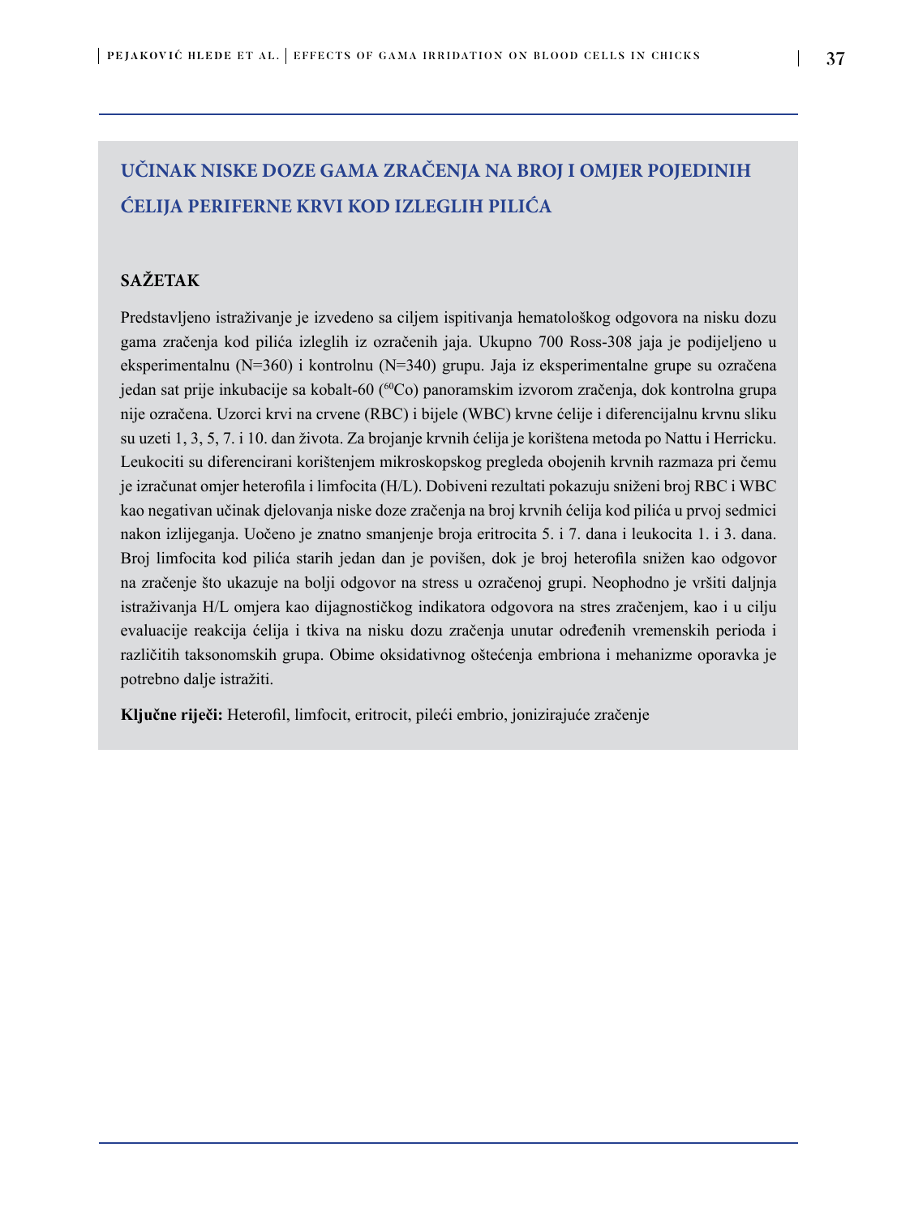## UČINAK NISKE DOZE GAMA ZRAČENJA NA BROJ I OMJER POJEDINIH ĆELIJA PERIFERNE KRVI KOD IZLEGLIH PILIĆA

### SAŽETAK

Predstavljeno istraživanje je izvedeno sa ciljem ispitivanja hematološkog odgovora na nisku dozu gama zračenja kod pilića izleglih iz ozračenih jaja. Ukupno 700 Ross-308 jaja je podijeljeno u eksperimentalnu (N=360) i kontrolnu (N=340) grupu. Jaja iz eksperimentalne grupe su ozračena jedan sat prije inkubacije sa kobalt-60 ($^{60}Co$) panoramskim izvorom zračenja, dok kontrolna grupa nije ozračena. Uzorci krvi na crvene (RBC) i bijele (WBC) krvne ćelije i diferencijalnu krvnu sliku su uzeti 1, 3, 5, 7. i 10. dan života. Za brojanje krvnih ćelija je korištena metoda po Nattu i Herricku. Leukociti su diferencirani korištenjem mikroskopskog pregleda obojenih krvnih razmaza pri čemu je izračunat omjer heterofila i limfocita (H/L). Dobiveni rezultati pokazuju sniženi broj RBC i WBC kao negativan učinak djelovanja niske doze zračenja na broj krvnih ćelija kod pilića u prvoj sedmici nakon izlijeganja. Uočeno je znatno smanjenje broja eritrocita 5. i 7. dana i leukocita 1. i 3. dana. Broj limfocita kod pilića starih jedan dan je povišen, dok je broj heterofila snižen kao odgovor na zračenje što ukazuje na bolji odgovor na stress u ozračenoj grupi. Neophodno je vršiti daljnja istraživanja H/L omjera kao dijagnostičkog indikatora odgovora na stres zračenjem, kao i u cilju evaluacije reakcija ćelija i tkiva na nisku dozu zračenja unutar određenih vremenskih perioda i različitih taksonomskih grupa. Obime oksidativnog oštećenja embriona i mehanizme oporavka je potrebno dalje istražiti.

**Ključne riječi:** Heterofil, limfocit, eritrocit, pileći embrio, jonizirajuće zračenje